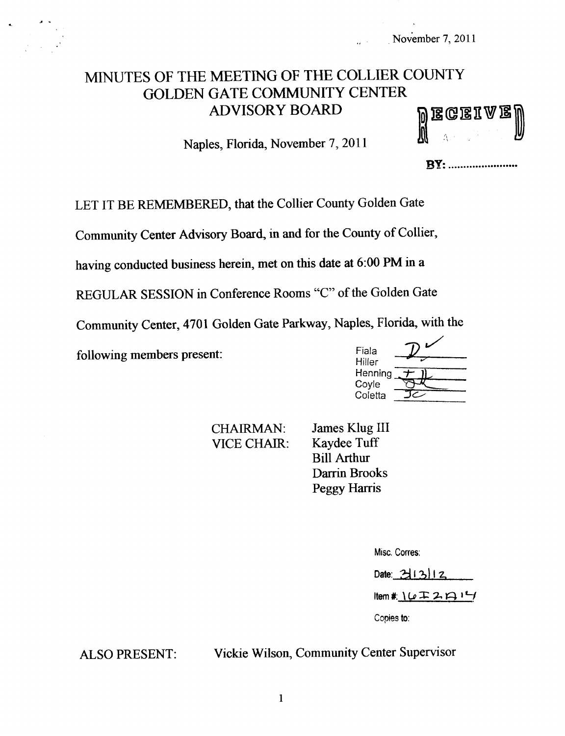November 7, 2011

# MINUTES OF THE MEETING OF THE COLLIER COUNTY GOLDEN GATE COMMUNITY CENTER ADVISORY BOARD

RECEIVED

BY: ......................

Naples, Florida, November 7, 2011

LET IT BE REMEMBERED, that the Collier County Golden Gate Community Center Advisory Board, in and for the County of Collier, having conducted business herein, met on this date at 6:00 PM in a REGULAR SESSION in Conference Rooms "C" of the Golden Gate Community Center, 4701 Golden Gate Parkway, Naples, Florida, with the following members present:

| | |
|---|---|
| Fiala | |
| Hiller | |
| Henning | |
| Coyle | |
| Coletta | JC |

CHAIRMAN: James Klug III
VICE CHAIR: Kaydee Tuff
Bill Arthur
Darrin Brooks
Peggy Harris

Misc. Corres:

Date: 3/13/12

Item #: 16I2A14

Copies to:

ALSO PRESENT: Vickie Wilson, Community Center Supervisor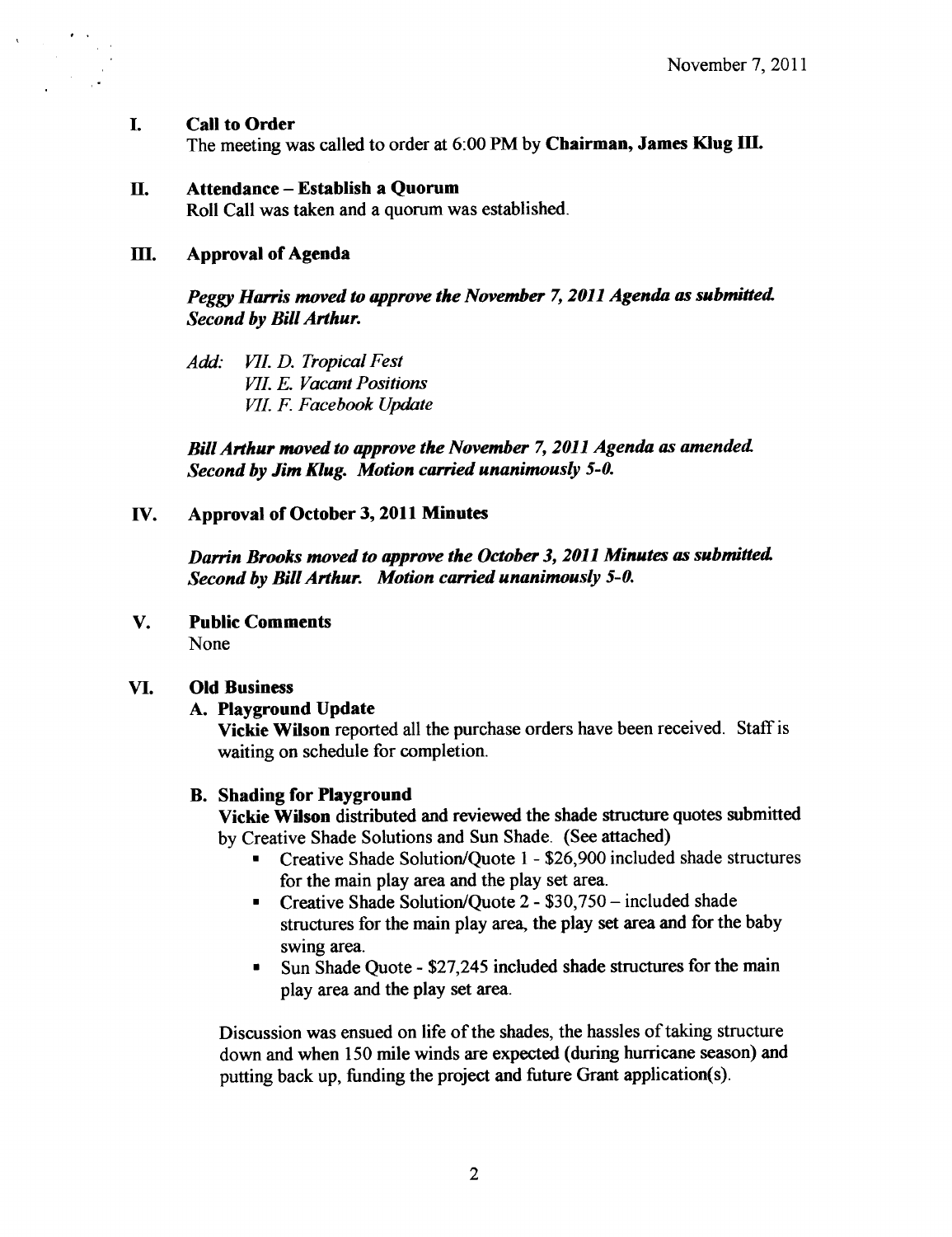November 7, 2011

## I. Call to Order

The meeting was called to order at 6:00 PM by **Chairman, James Klug III.**

## II. Attendance – Establish a Quorum

Roll Call was taken and a quorum was established.

## III. Approval of Agenda

***Peggy Harris moved to approve the November 7, 2011 Agenda as submitted. Second by Bill Arthur.***

*Add: VII. D. Tropical Fest*
*VII. E. Vacant Positions*
*VII. F. Facebook Update*

***Bill Arthur moved to approve the November 7, 2011 Agenda as amended. Second by Jim Klug. Motion carried unanimously 5-0.***

## IV. Approval of October 3, 2011 Minutes

***Darrin Brooks moved to approve the October 3, 2011 Minutes as submitted. Second by Bill Arthur. Motion carried unanimously 5-0.***

## V. Public Comments

None

## VI. Old Business

### A. Playground Update

**Vickie Wilson** reported all the purchase orders have been received. Staff is waiting on schedule for completion.

### B. Shading for Playground

**Vickie Wilson** distributed and reviewed the shade structure quotes submitted by Creative Shade Solutions and Sun Shade. (See attached)

- Creative Shade Solution/Quote 1 - $26,900 included shade structures for the main play area and the play set area.
- Creative Shade Solution/Quote 2 - $30,750 – included shade structures for the main play area, the play set area and for the baby swing area.
- Sun Shade Quote - $27,245 included shade structures for the main play area and the play set area.

Discussion was ensued on life of the shades, the hassles of taking structure down and when 150 mile winds are expected (during hurricane season) and putting back up, funding the project and future Grant application(s).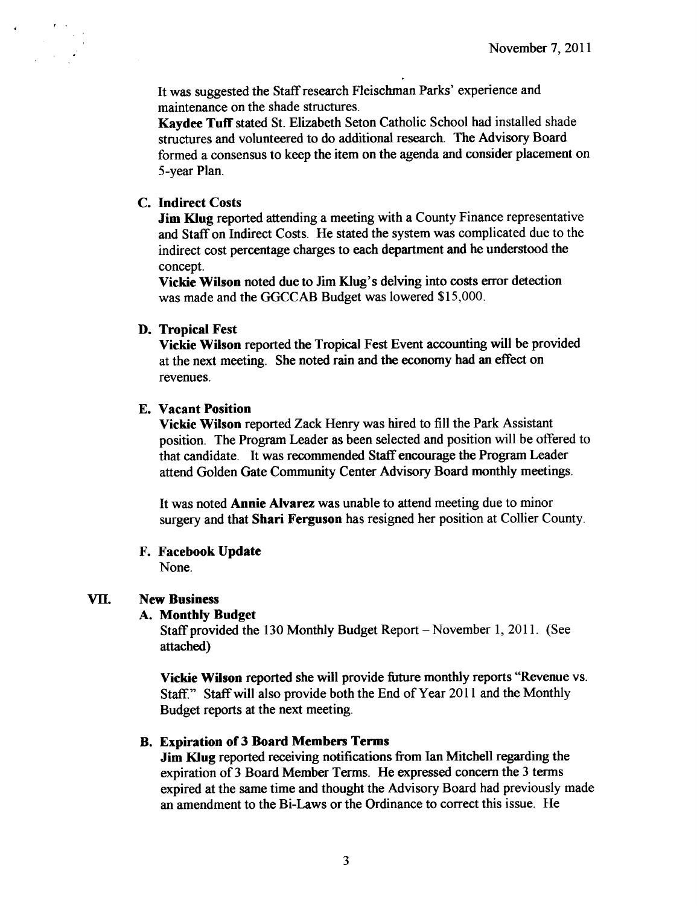It was suggested the Staff research Fleischman Parks' experience and maintenance on the shade structures.

**Kaydee Tuff** stated St. Elizabeth Seton Catholic School had installed shade structures and volunteered to do additional research. The Advisory Board formed a consensus to keep the item on the agenda and consider placement on 5-year Plan.

**C. Indirect Costs**

**Jim Klug** reported attending a meeting with a County Finance representative and Staff on Indirect Costs. He stated the system was complicated due to the indirect cost percentage charges to each department and he understood the concept.

**Vickie Wilson** noted due to Jim Klug's delving into costs error detection was made and the GGCCAB Budget was lowered $15,000.

**D. Tropical Fest**

**Vickie Wilson** reported the Tropical Fest Event accounting will be provided at the next meeting. She noted rain and the economy had an effect on revenues.

**E. Vacant Position**

**Vickie Wilson** reported Zack Henry was hired to fill the Park Assistant position. The Program Leader as been selected and position will be offered to that candidate. It was recommended Staff encourage the Program Leader attend Golden Gate Community Center Advisory Board monthly meetings.

It was noted **Annie Alvarez** was unable to attend meeting due to minor surgery and that **Shari Ferguson** has resigned her position at Collier County.

**F. Facebook Update**

None.

## VII. New Business

**A. Monthly Budget**

Staff provided the 130 Monthly Budget Report – November 1, 2011. (See attached)

**Vickie Wilson** reported she will provide future monthly reports "Revenue vs. Staff." Staff will also provide both the End of Year 2011 and the Monthly Budget reports at the next meeting.

**B. Expiration of 3 Board Members Terms**

**Jim Klug** reported receiving notifications from Ian Mitchell regarding the expiration of 3 Board Member Terms. He expressed concern the 3 terms expired at the same time and thought the Advisory Board had previously made an amendment to the Bi-Laws or the Ordinance to correct this issue. He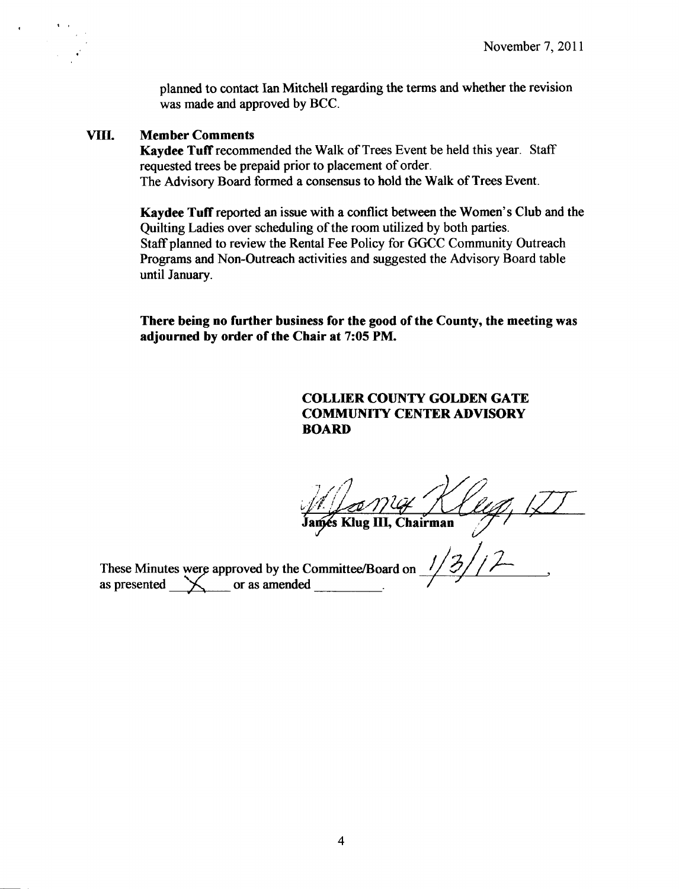planned to contact Ian Mitchell regarding the terms and whether the revision was made and approved by BCC.

## VIII. Member Comments

**Kaydee Tuff** recommended the Walk of Trees Event be held this year. Staff requested trees be prepaid prior to placement of order.
The Advisory Board formed a consensus to hold the Walk of Trees Event.

**Kaydee Tuff** reported an issue with a conflict between the Women's Club and the Quilting Ladies over scheduling of the room utilized by both parties.
Staff planned to review the Rental Fee Policy for GGCC Community Outreach Programs and Non-Outreach activities and suggested the Advisory Board table until January.

**There being no further business for the good of the County, the meeting was adjourned by order of the Chair at 7:05 PM.**

**COLLIER COUNTY GOLDEN GATE COMMUNITY CENTER ADVISORY BOARD**

James Klug III, Chairman

These Minutes were approved by the Committee/Board on 1/3/12, as presented X or as amended ______.